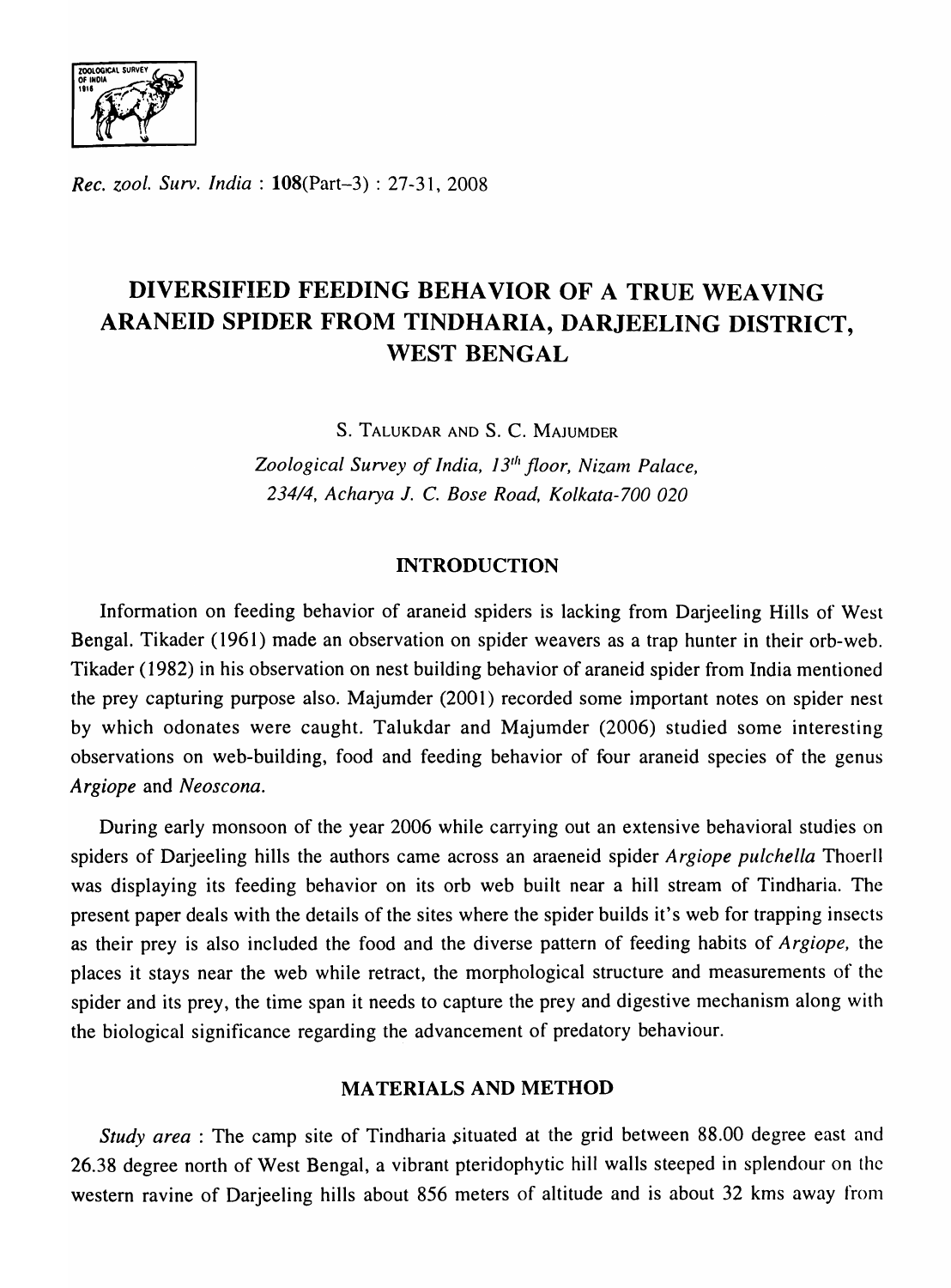*Rec. zool. Surv. India* : **108**(Part-3) : 27-31, 2008

# DIVERSIFIED FEEDING BEHAVIOR OF A TRUE WEAVING ARANEID SPIDER FROM TINDHARIA, DARJEELING DISTRICT, WEST BENGAL

S. TALUKDAR AND S. C. MAJUMDER

*Zoological Survey of India, 13th floor, Nizam Palace, 234/4, Acharya J. C. Bose Road, Kolkata-700 020*

## INTRODUCTION

Information on feeding behavior of araneid spiders is lacking from Darjeeling Hills of West Bengal. Tikader (1961) made an observation on spider weavers as a trap hunter in their orb-web. Tikader (1982) in his observation on nest building behavior of araneid spider from India mentioned the prey capturing purpose also. Majumder (2001) recorded some important notes on spider nest by which odonates were caught. Talukdar and Majumder (2006) studied some interesting observations on web-building, food and feeding behavior of four araneid species of the genus *Argiope* and *Neoscona*.

During early monsoon of the year 2006 while carrying out an extensive behavioral studies on spiders of Darjeeling hills the authors came across an araeneid spider *Argiope pulchella* Thoerll was displaying its feeding behavior on its orb web built near a hill stream of Tindharia. The present paper deals with the details of the sites where the spider builds it's web for trapping insects as their prey is also included the food and the diverse pattern of feeding habits of *Argiope,* the places it stays near the web while retract, the morphological structure and measurements of the spider and its prey, the time span it needs to capture the prey and digestive mechanism along with the biological significance regarding the advancement of predatory behaviour.

## MATERIALS AND METHOD

*Study area* : The camp site of Tindharia situated at the grid between 88.00 degree east and 26.38 degree north of West Bengal, a vibrant pteridophytic hill walls steeped in splendour on the western ravine of Darjeeling hills about 856 meters of altitude and is about 32 kms away from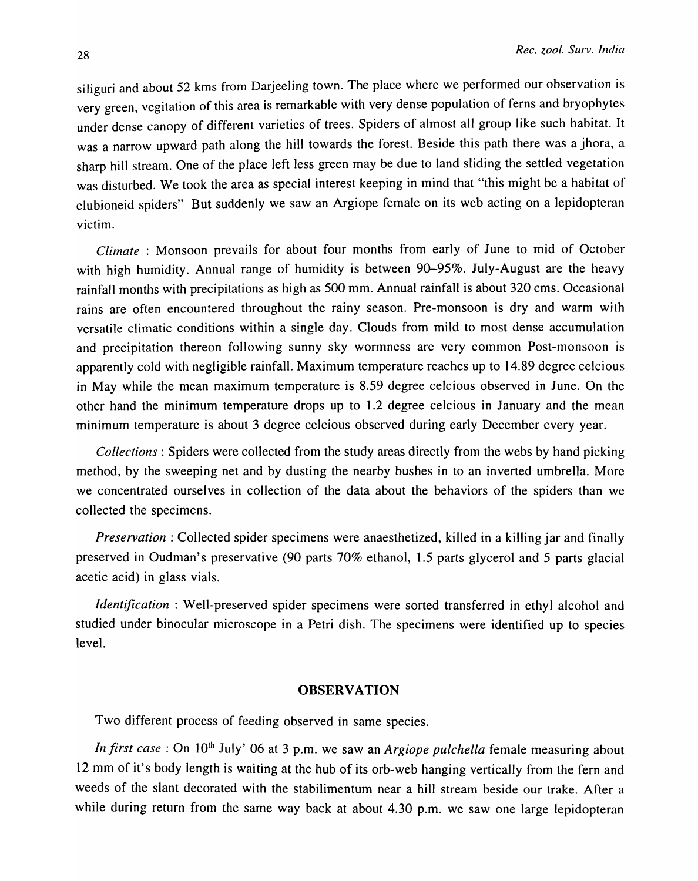siliguri and about 52 kms from Darjeeling town. The place where we performed our observation is very green, vegitation of this area is remarkable with very dense population of ferns and bryophytes under dense canopy of different varieties of trees. Spiders of almost all group like such habitat. It was a narrow upward path along the hill towards the forest. Beside this path there was a jhora, a sharp hill stream. One of the place left less green may be due to land sliding the settled vegetation was disturbed. We took the area as special interest keeping in mind that "this might be a habitat of clubioneid spiders" But suddenly we saw an Argiope female on its web acting on a lepidopteran victim.

*Climate* : Monsoon prevails for about four months from early of June to mid of October with high humidity. Annual range of humidity is between 90–95%. July-August are the heavy rainfall months with precipitations as high as 500 mm. Annual rainfall is about 320 cms. Occasional rains are often encountered throughout the rainy season. Pre-monsoon is dry and warm with versatile climatic conditions within a single day. Clouds from mild to most dense accumulation and precipitation thereon following sunny sky wormness are very common Post-monsoon is apparently cold with negligible rainfall. Maximum temperature reaches up to 14.89 degree celcious in May while the mean maximum temperature is 8.59 degree celcious observed in June. On the other hand the minimum temperature drops up to 1.2 degree celcious in January and the mean minimum temperature is about 3 degree celcious observed during early December every year.

*Collections* : Spiders were collected from the study areas directly from the webs by hand picking method, by the sweeping net and by dusting the nearby bushes in to an inverted umbrella. More we concentrated ourselves in collection of the data about the behaviors of the spiders than we collected the specimens.

*Preservation* : Collected spider specimens were anaesthetized, killed in a killing jar and finally preserved in Oudman's preservative (90 parts 70% ethanol, 1.5 parts glycerol and 5 parts glacial acetic acid) in glass vials.

*Identification* : Well-preserved spider specimens were sorted transferred in ethyl alcohol and studied under binocular microscope in a Petri dish. The specimens were identified up to species level.

## OBSERVATION

Two different process of feeding observed in same species.

*In first case* : On 10th July' 06 at 3 p.m. we saw an *Argiope pulchella* female measuring about 12 mm of it's body length is waiting at the hub of its orb-web hanging vertically from the fern and weeds of the slant decorated with the stabilimentum near a hill stream beside our trake. After a while during return from the same way back at about 4.30 p.m. we saw one large lepidopteran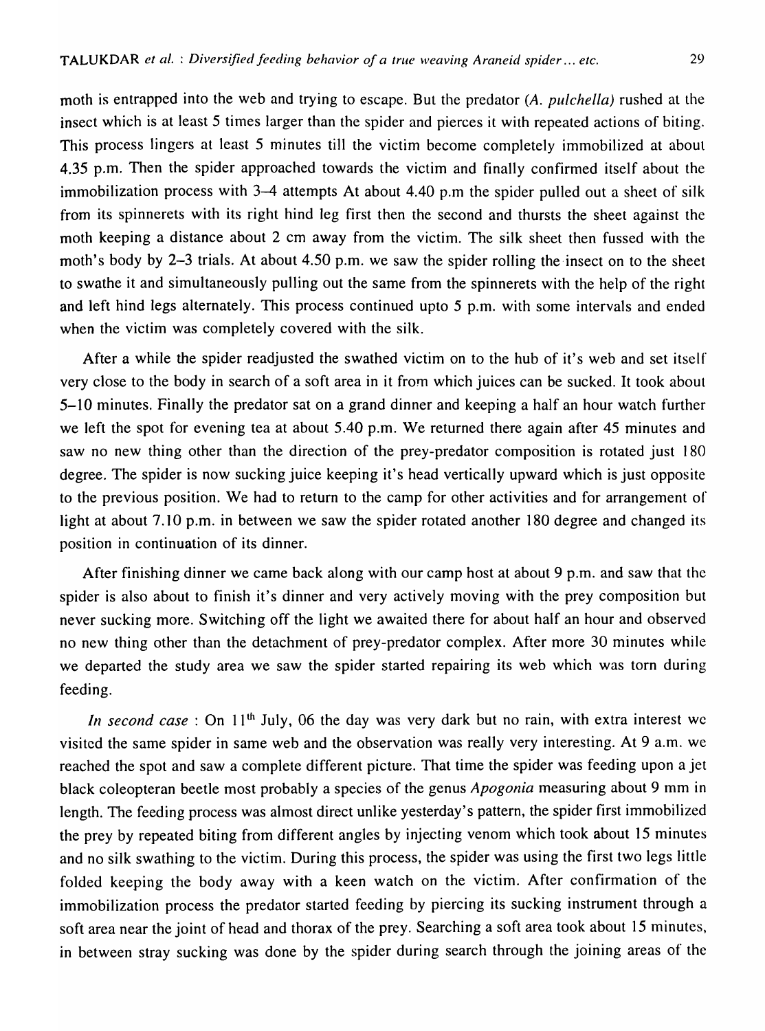moth is entrapped into the web and trying to escape. But the predator (*A. pulchella*) rushed at the insect which is at least 5 times larger than the spider and pierces it with repeated actions of biting. This process lingers at least 5 minutes till the victim become completely immobilized at about 4.35 p.m. Then the spider approached towards the victim and finally confirmed itself about the immobilization process with 3–4 attempts At about 4.40 p.m the spider pulled out a sheet of silk from its spinnerets with its right hind leg first then the second and thursts the sheet against the moth keeping a distance about 2 cm away from the victim. The silk sheet then fussed with the moth's body by 2–3 trials. At about 4.50 p.m. we saw the spider rolling the insect on to the sheet to swathe it and simultaneously pulling out the same from the spinnerets with the help of the right and left hind legs alternately. This process continued upto 5 p.m. with some intervals and ended when the victim was completely covered with the silk.

After a while the spider readjusted the swathed victim on to the hub of it's web and set itself very close to the body in search of a soft area in it from which juices can be sucked. It took about 5–10 minutes. Finally the predator sat on a grand dinner and keeping a half an hour watch further we left the spot for evening tea at about 5.40 p.m. We returned there again after 45 minutes and saw no new thing other than the direction of the prey-predator composition is rotated just 180 degree. The spider is now sucking juice keeping it's head vertically upward which is just opposite to the previous position. We had to return to the camp for other activities and for arrangement of light at about 7.10 p.m. in between we saw the spider rotated another 180 degree and changed its position in continuation of its dinner.

After finishing dinner we came back along with our camp host at about 9 p.m. and saw that the spider is also about to finish it's dinner and very actively moving with the prey composition but never sucking more. Switching off the light we awaited there for about half an hour and observed no new thing other than the detachment of prey-predator complex. After more 30 minutes while we departed the study area we saw the spider started repairing its web which was torn during feeding.

*In second case* : On 11th July, 06 the day was very dark but no rain, with extra interest we visited the same spider in same web and the observation was really very interesting. At 9 a.m. we reached the spot and saw a complete different picture. That time the spider was feeding upon a jet black coleopteran beetle most probably a species of the genus *Apogonia* measuring about 9 mm in length. The feeding process was almost direct unlike yesterday's pattern, the spider first immobilized the prey by repeated biting from different angles by injecting venom which took about 15 minutes and no silk swathing to the victim. During this process, the spider was using the first two legs little folded keeping the body away with a keen watch on the victim. After confirmation of the immobilization process the predator started feeding by piercing its sucking instrument through a soft area near the joint of head and thorax of the prey. Searching a soft area took about 15 minutes, in between stray sucking was done by the spider during search through the joining areas of the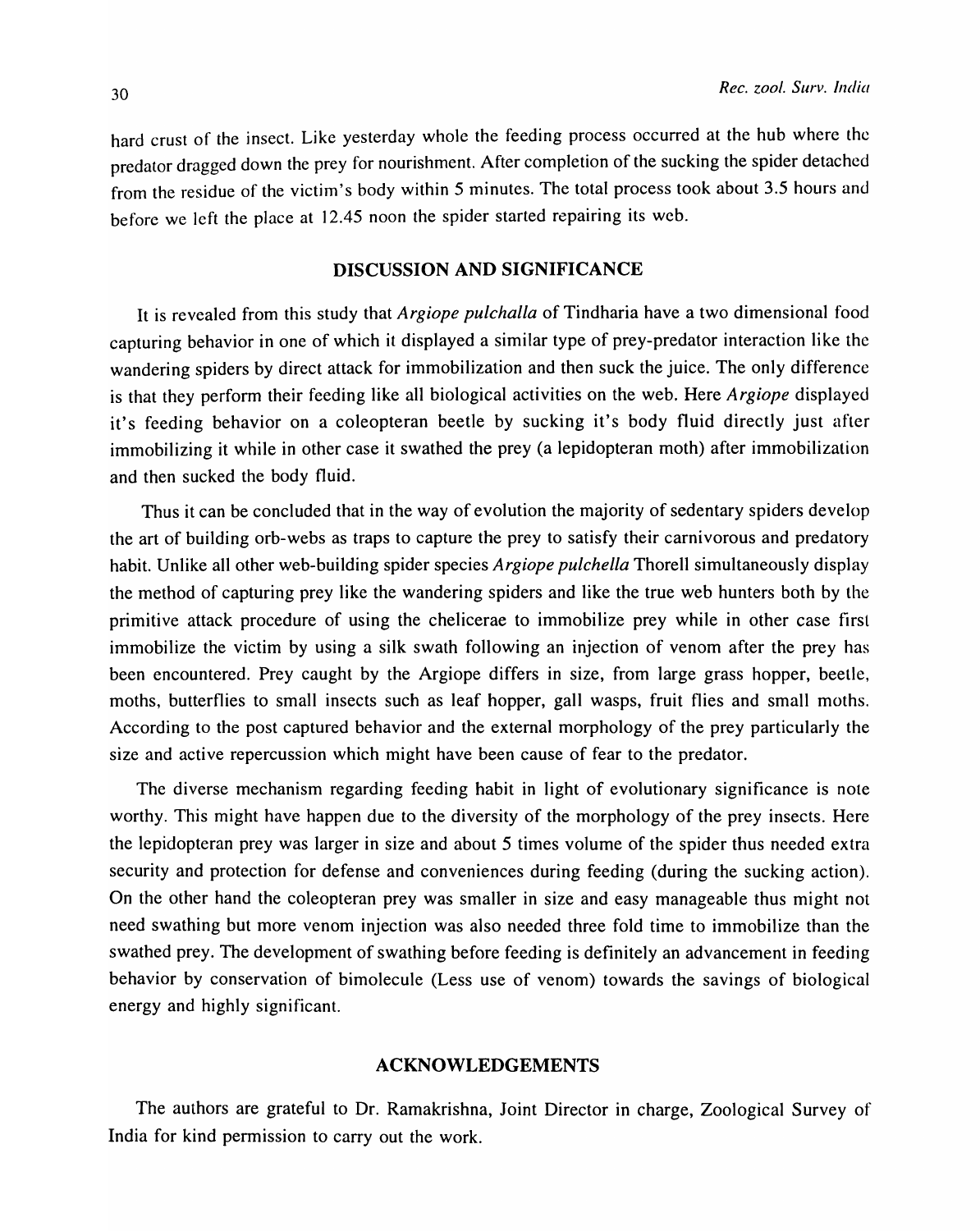hard crust of the insect. Like yesterday whole the feeding process occurred at the hub where the predator dragged down the prey for nourishment. After completion of the sucking the spider detached from the residue of the victim's body within 5 minutes. The total process took about 3.5 hours and before we left the place at 12.45 noon the spider started repairing its web.

## DISCUSSION AND SIGNIFICANCE

It is revealed from this study that *Argiope pulchalla* of Tindharia have a two dimensional food capturing behavior in one of which it displayed a similar type of prey-predator interaction like the wandering spiders by direct attack for immobilization and then suck the juice. The only difference is that they perform their feeding like all biological activities on the web. Here *Argiope* displayed it's feeding behavior on a coleopteran beetle by sucking it's body fluid directly just after immobilizing it while in other case it swathed the prey (a lepidopteran moth) after immobilization and then sucked the body fluid.

Thus it can be concluded that in the way of evolution the majority of sedentary spiders develop the art of building orb-webs as traps to capture the prey to satisfy their carnivorous and predatory habit. Unlike all other web-building spider species *Argiope pulchella* Thorell simultaneously display the method of capturing prey like the wandering spiders and like the true web hunters both by the primitive attack procedure of using the chelicerae to immobilize prey while in other case first immobilize the victim by using a silk swath following an injection of venom after the prey has been encountered. Prey caught by the Argiope differs in size, from large grass hopper, beetle, moths, butterflies to small insects such as leaf hopper, gall wasps, fruit flies and small moths. According to the post captured behavior and the external morphology of the prey particularly the size and active repercussion which might have been cause of fear to the predator.

The diverse mechanism regarding feeding habit in light of evolutionary significance is note worthy. This might have happen due to the diversity of the morphology of the prey insects. Here the lepidopteran prey was larger in size and about 5 times volume of the spider thus needed extra security and protection for defense and conveniences during feeding (during the sucking action). On the other hand the coleopteran prey was smaller in size and easy manageable thus might not need swathing but more venom injection was also needed three fold time to immobilize than the swathed prey. The development of swathing before feeding is definitely an advancement in feeding behavior by conservation of bimolecule (Less use of venom) towards the savings of biological energy and highly significant.

## ACKNOWLEDGEMENTS

The authors are grateful to Dr. Ramakrishna, Joint Director in charge, Zoological Survey of India for kind permission to carry out the work.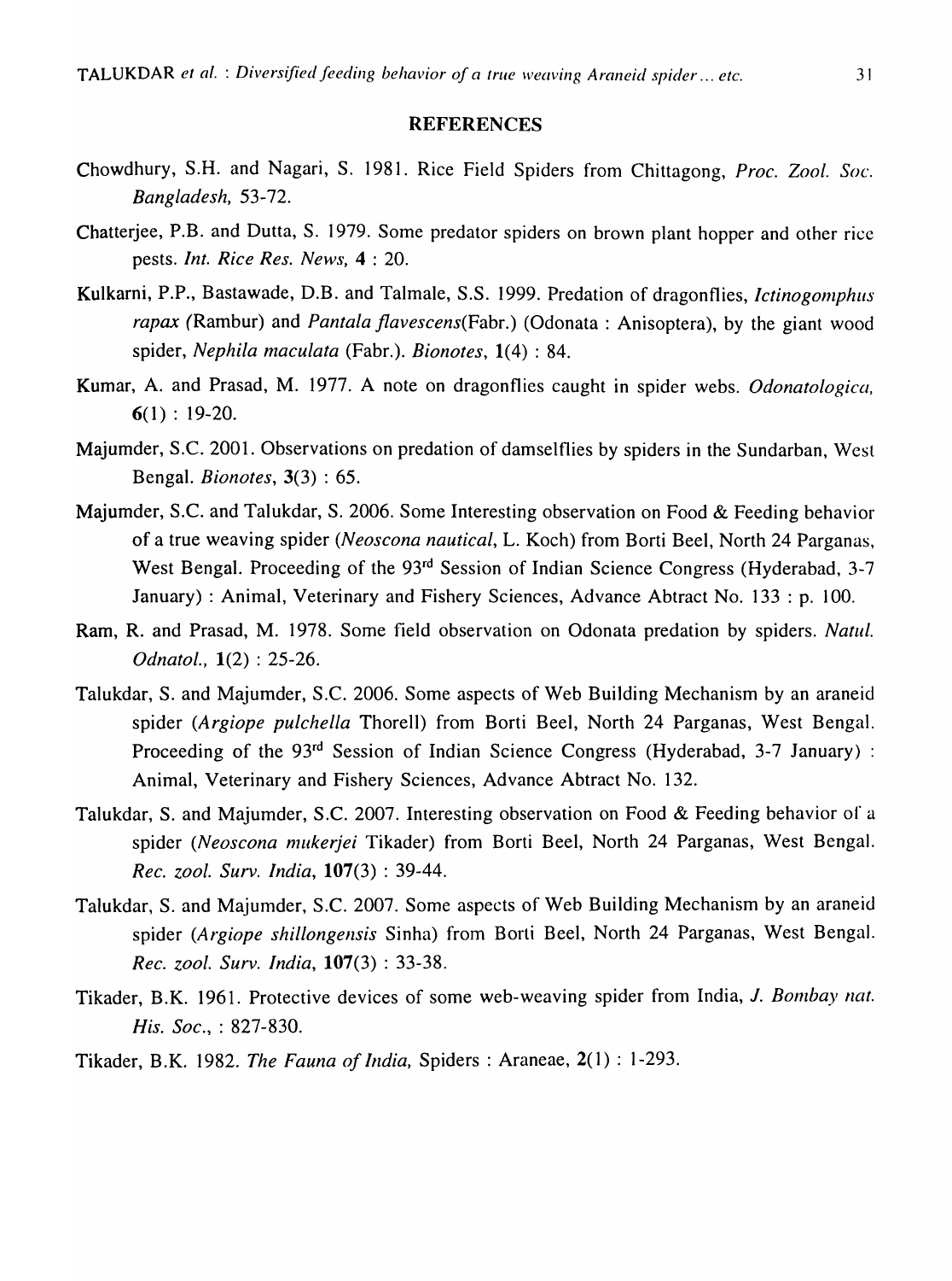## REFERENCES

Chowdhury, S.H. and Nagari, S. 1981. Rice Field Spiders from Chittagong, *Proc. Zool. Soc. Bangladesh,* 53-72.

Chatterjee, P.B. and Dutta, S. 1979. Some predator spiders on brown plant hopper and other rice pests. *Int. Rice Res. News,* **4** : 20.

Kulkarni, P.P., Bastawade, D.B. and Talmale, S.S. 1999. Predation of dragonflies, *Ictinogomphus rapax (*Rambur) and *Pantala flavescens*(Fabr.) (Odonata : Anisoptera), by the giant wood spider, *Nephila maculata* (Fabr.). *Bionotes,* **1**(4) : 84.

Kumar, A. and Prasad, M. 1977. A note on dragonflies caught in spider webs. *Odonatologica,* **6**(1) : 19-20.

Majumder, S.C. 2001. Observations on predation of damselflies by spiders in the Sundarban, West Bengal. *Bionotes,* **3**(3) : 65.

Majumder, S.C. and Talukdar, S. 2006. Some Interesting observation on Food & Feeding behavior of a true weaving spider (*Neoscona nautical,* L. Koch) from Borti Beel, North 24 Parganas, West Bengal. Proceeding of the 93rd Session of Indian Science Congress (Hyderabad, 3-7 January) : Animal, Veterinary and Fishery Sciences, Advance Abtract No. 133 : p. 100.

Ram, R. and Prasad, M. 1978. Some field observation on Odonata predation by spiders. *Natul. Odnatol.,* **1**(2) : 25-26.

Talukdar, S. and Majumder, S.C. 2006. Some aspects of Web Building Mechanism by an araneid spider (*Argiope pulchella* Thorell) from Borti Beel, North 24 Parganas, West Bengal. Proceeding of the 93rd Session of Indian Science Congress (Hyderabad, 3-7 January) : Animal, Veterinary and Fishery Sciences, Advance Abtract No. 132.

Talukdar, S. and Majumder, S.C. 2007. Interesting observation on Food & Feeding behavior of a spider (*Neoscona mukerjei* Tikader) from Borti Beel, North 24 Parganas, West Bengal. *Rec. zool. Surv. India,* **107**(3) : 39-44.

Talukdar, S. and Majumder, S.C. 2007. Some aspects of Web Building Mechanism by an araneid spider (*Argiope shillongensis* Sinha) from Borti Beel, North 24 Parganas, West Bengal. *Rec. zool. Surv. India,* **107**(3) : 33-38.

Tikader, B.K. 1961. Protective devices of some web-weaving spider from India, *J. Bombay nat. His. Soc.,* : 827-830.

Tikader, B.K. 1982. *The Fauna of India,* Spiders : Araneae, **2**(1) : 1-293.